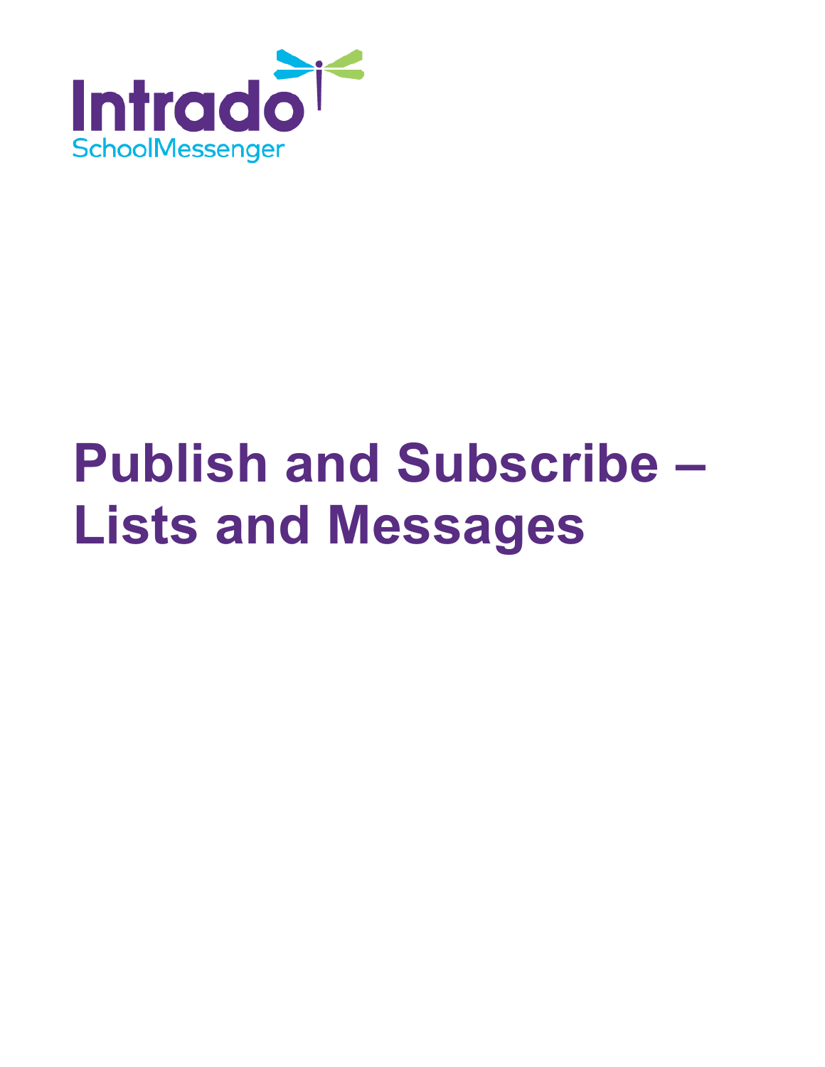Intrado
SchoolMessenger

# Publish and Subscribe – Lists and Messages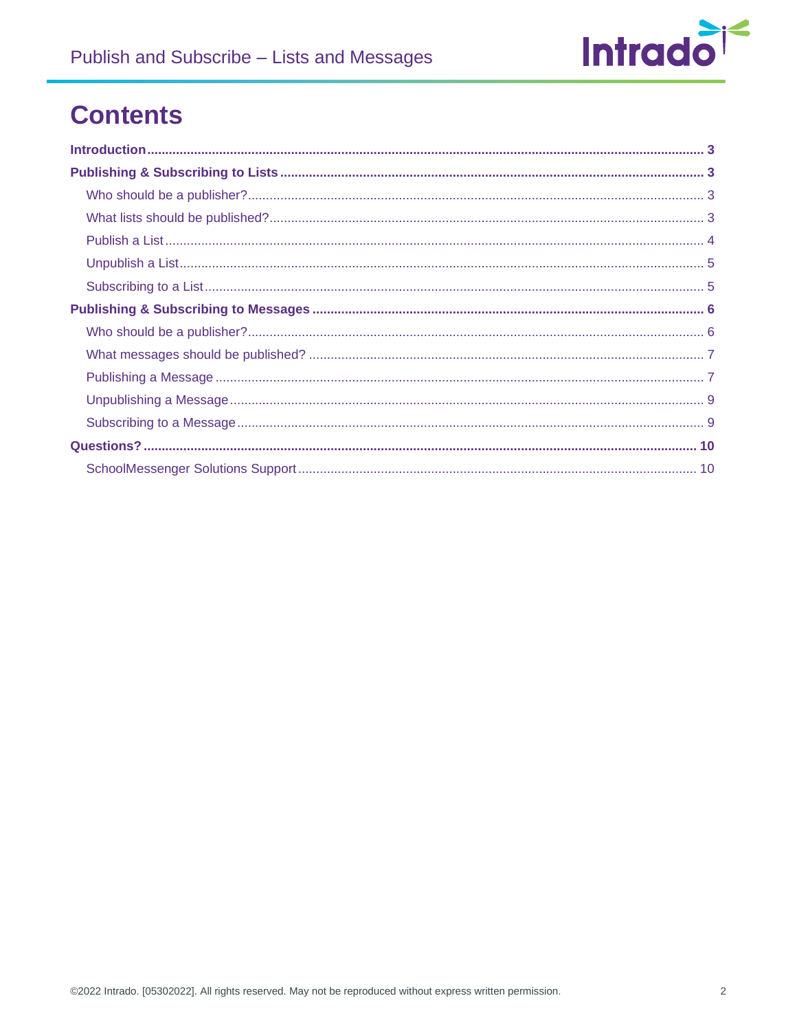# Contents

**Introduction** ........................................................................ **3**

**Publishing & Subscribing to Lists** ........................................................................ **3**

- Who should be a publisher? ........................................................................ 3
- What lists should be published? ........................................................................ 3
- Publish a List ........................................................................ 4
- Unpublish a List ........................................................................ 5
- Subscribing to a List ........................................................................ 5

**Publishing & Subscribing to Messages** ........................................................................ **6**

- Who should be a publisher? ........................................................................ 6
- What messages should be published? ........................................................................ 7
- Publishing a Message ........................................................................ 7
- Unpublishing a Message ........................................................................ 9
- Subscribing to a Message ........................................................................ 9

**Questions?** ........................................................................ **10**

- SchoolMessenger Solutions Support ........................................................................ 10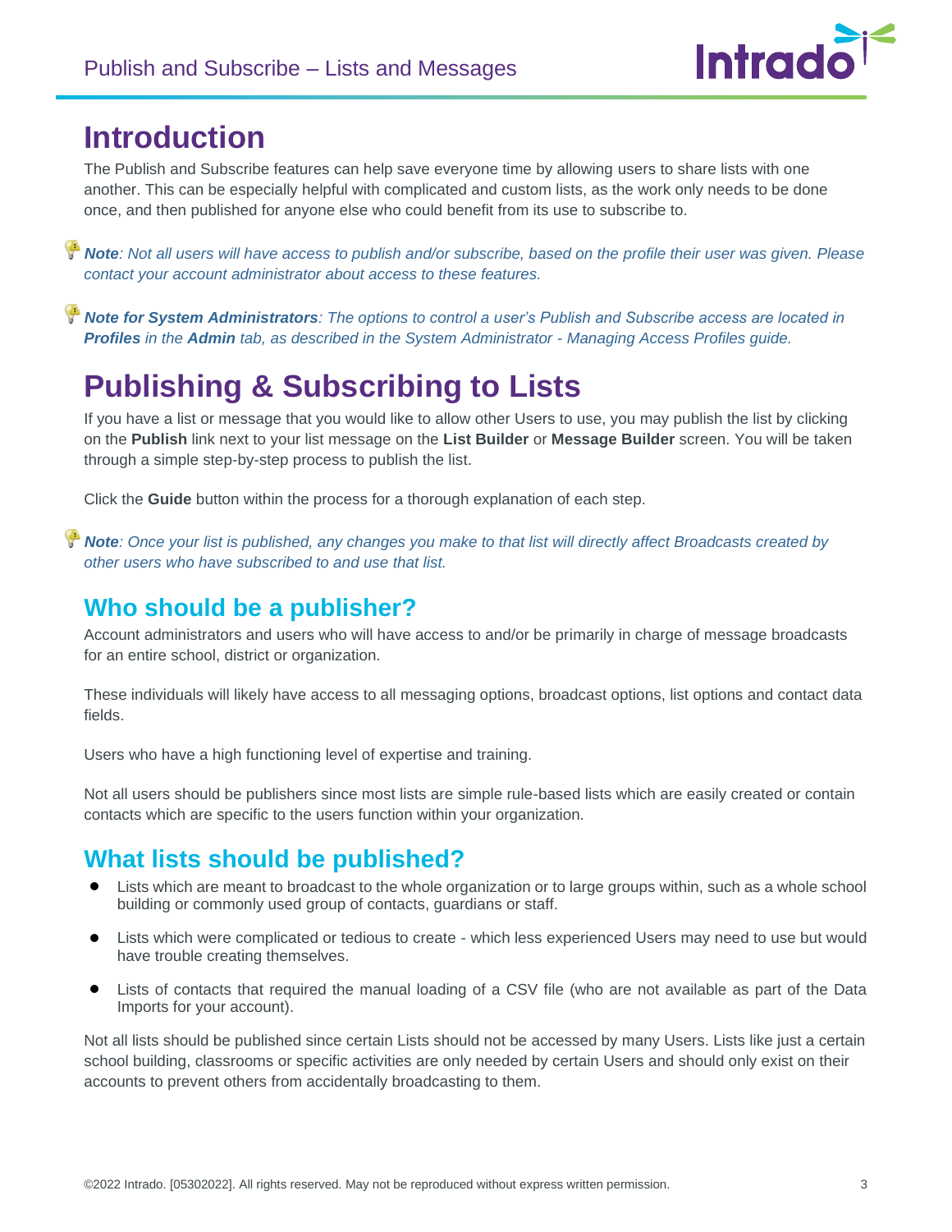# Introduction

The Publish and Subscribe features can help save everyone time by allowing users to share lists with one another. This can be especially helpful with complicated and custom lists, as the work only needs to be done once, and then published for anyone else who could benefit from its use to subscribe to.

***Note**: Not all users will have access to publish and/or subscribe, based on the profile their user was given. Please contact your account administrator about access to these features.*

***Note for System Administrators**: The options to control a user's Publish and Subscribe access are located in **Profiles** in the **Admin** tab, as described in the System Administrator - Managing Access Profiles guide.*

# Publishing & Subscribing to Lists

If you have a list or message that you would like to allow other Users to use, you may publish the list by clicking on the **Publish** link next to your list message on the **List Builder** or **Message Builder** screen. You will be taken through a simple step-by-step process to publish the list.

Click the **Guide** button within the process for a thorough explanation of each step.

***Note**: Once your list is published, any changes you make to that list will directly affect Broadcasts created by other users who have subscribed to and use that list.*

## Who should be a publisher?

Account administrators and users who will have access to and/or be primarily in charge of message broadcasts for an entire school, district or organization.

These individuals will likely have access to all messaging options, broadcast options, list options and contact data fields.

Users who have a high functioning level of expertise and training.

Not all users should be publishers since most lists are simple rule-based lists which are easily created or contain contacts which are specific to the users function within your organization.

## What lists should be published?

- Lists which are meant to broadcast to the whole organization or to large groups within, such as a whole school building or commonly used group of contacts, guardians or staff.
- Lists which were complicated or tedious to create - which less experienced Users may need to use but would have trouble creating themselves.
- Lists of contacts that required the manual loading of a CSV file (who are not available as part of the Data Imports for your account).

Not all lists should be published since certain Lists should not be accessed by many Users. Lists like just a certain school building, classrooms or specific activities are only needed by certain Users and should only exist on their accounts to prevent others from accidentally broadcasting to them.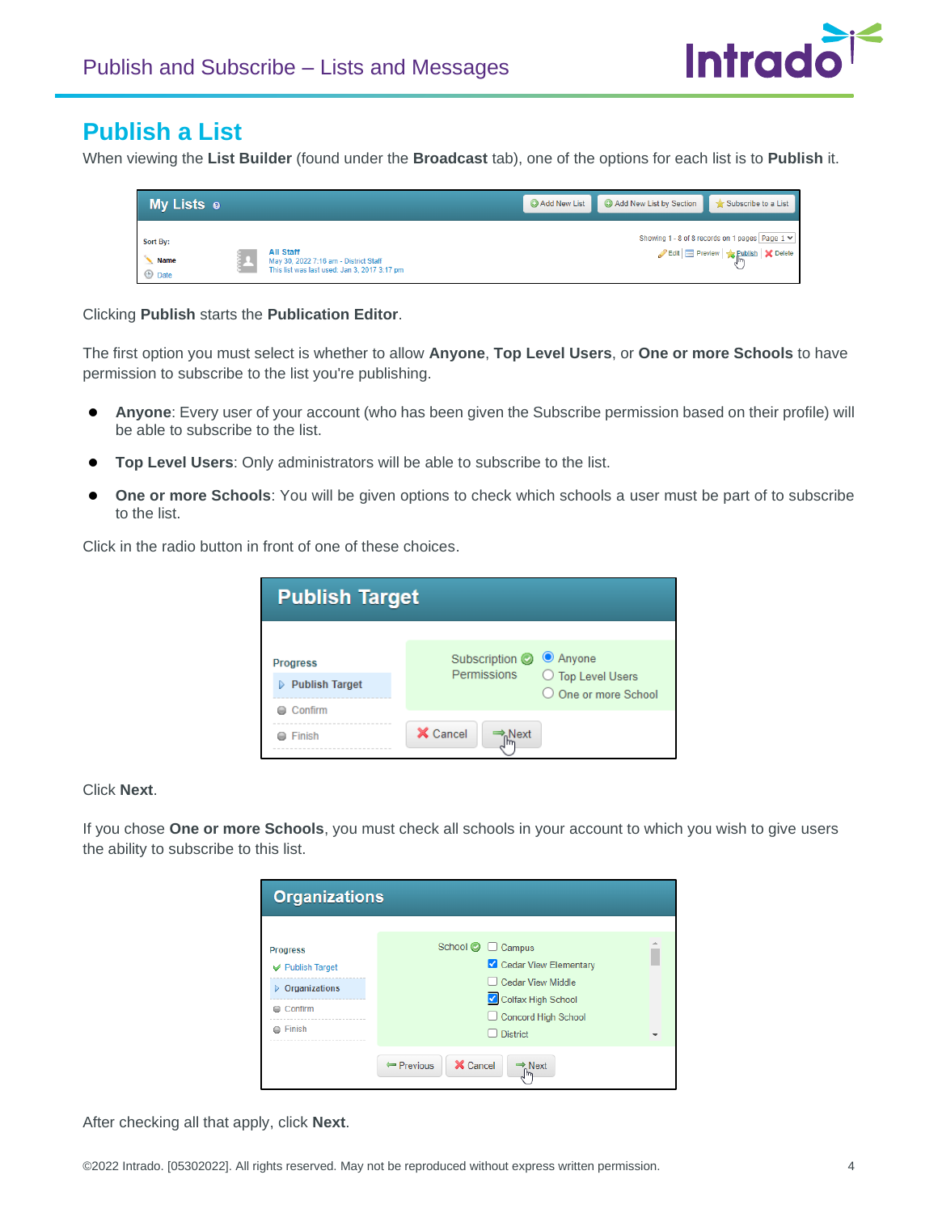# Publish a List

When viewing the **List Builder** (found under the **Broadcast** tab), one of the options for each list is to **Publish** it.

Clicking **Publish** starts the **Publication Editor**.

The first option you must select is whether to allow **Anyone**, **Top Level Users**, or **One or more Schools** to have permission to subscribe to the list you're publishing.

- **Anyone**: Every user of your account (who has been given the Subscribe permission based on their profile) will be able to subscribe to the list.
- **Top Level Users**: Only administrators will be able to subscribe to the list.
- **One or more Schools**: You will be given options to check which schools a user must be part of to subscribe to the list.

Click in the radio button in front of one of these choices.

Click **Next**.

If you chose **One or more Schools**, you must check all schools in your account to which you wish to give users the ability to subscribe to this list.

After checking all that apply, click **Next**.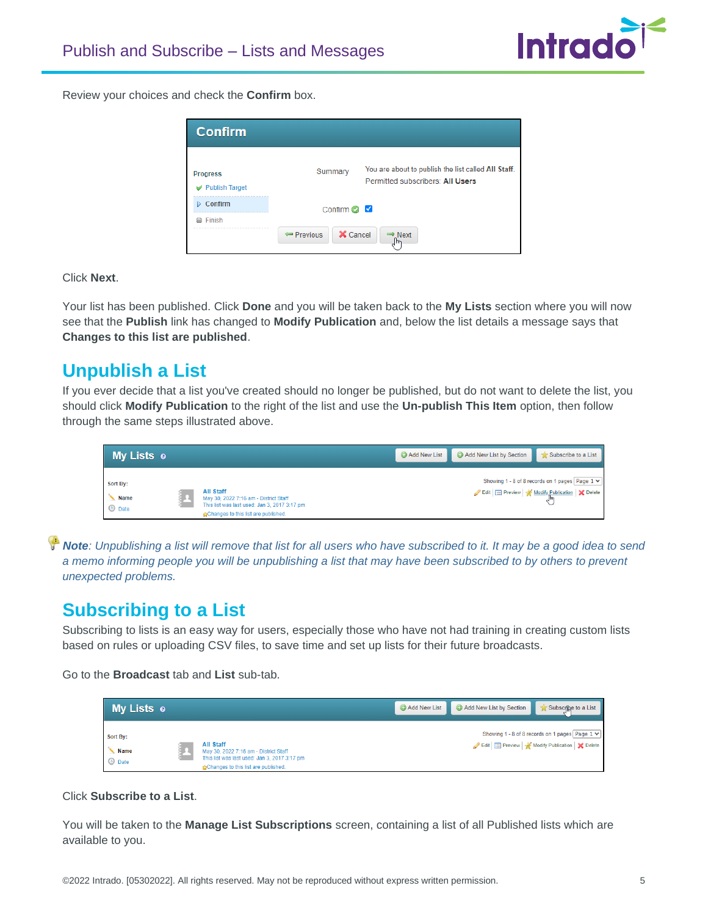Review your choices and check the **Confirm** box.

Click **Next**.

Your list has been published. Click **Done** and you will be taken back to the **My Lists** section where you will now see that the **Publish** link has changed to **Modify Publication** and, below the list details a message says that **Changes to this list are published**.

## Unpublish a List

If you ever decide that a list you've created should no longer be published, but do not want to delete the list, you should click **Modify Publication** to the right of the list and use the **Un-publish This Item** option, then follow through the same steps illustrated above.

***Note**: Unpublishing a list will remove that list for all users who have subscribed to it. It may be a good idea to send a memo informing people you will be unpublishing a list that may have been subscribed to by others to prevent unexpected problems.*

## Subscribing to a List

Subscribing to lists is an easy way for users, especially those who have not had training in creating custom lists based on rules or uploading CSV files, to save time and set up lists for their future broadcasts.

Go to the **Broadcast** tab and **List** sub-tab.

Click **Subscribe to a List**.

You will be taken to the **Manage List Subscriptions** screen, containing a list of all Published lists which are available to you.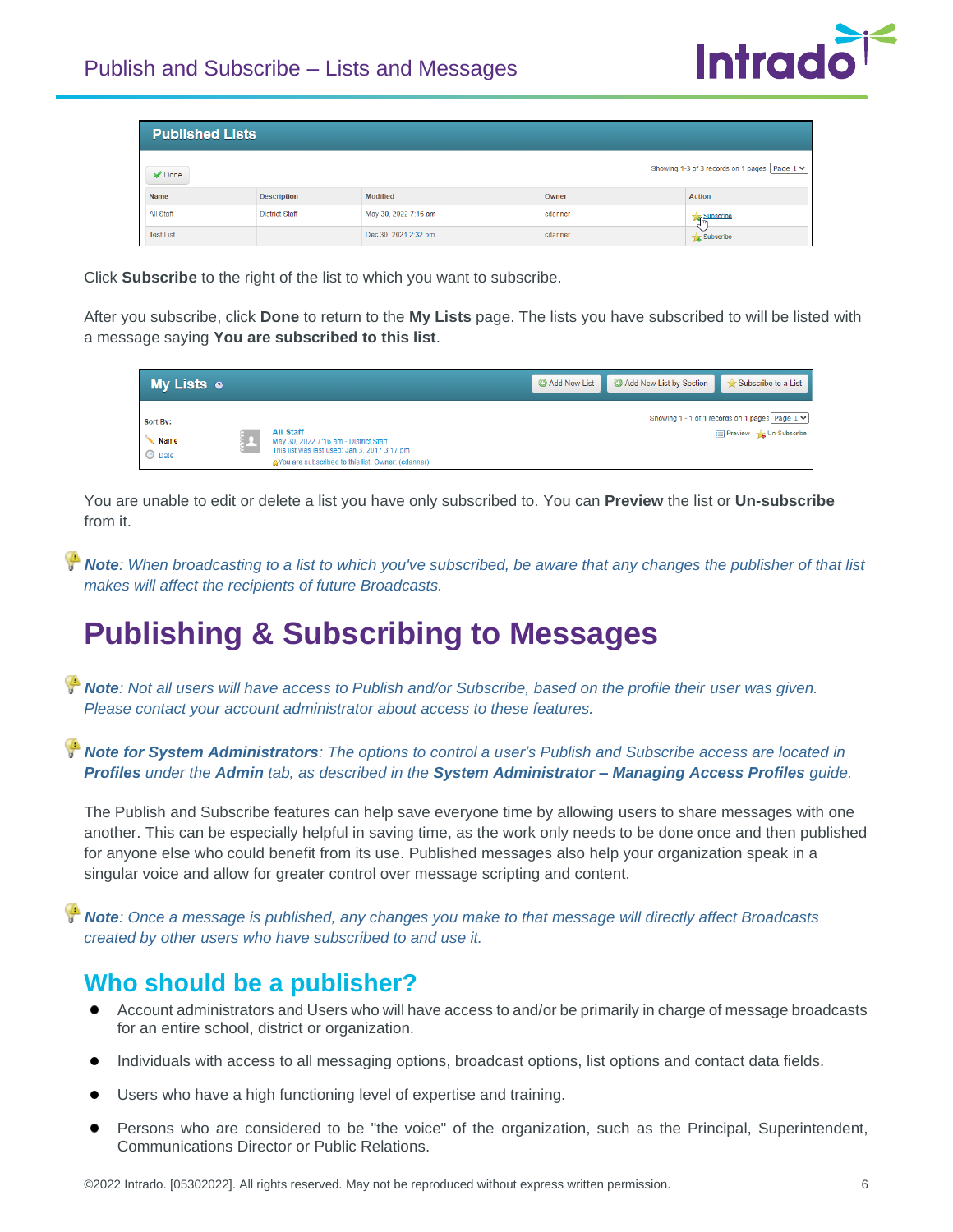Click **Subscribe** to the right of the list to which you want to subscribe.

After you subscribe, click **Done** to return to the **My Lists** page. The lists you have subscribed to will be listed with a message saying **You are subscribed to this list**.

You are unable to edit or delete a list you have only subscribed to. You can **Preview** the list or **Un-subscribe** from it.

***Note**: When broadcasting to a list to which you've subscribed, be aware that any changes the publisher of that list makes will affect the recipients of future Broadcasts.*

# Publishing & Subscribing to Messages

***Note**: Not all users will have access to Publish and/or Subscribe, based on the profile their user was given. Please contact your account administrator about access to these features.*

***Note for System Administrators**: The options to control a user's Publish and Subscribe access are located in **Profiles** under the **Admin** tab, as described in the **System Administrator – Managing Access Profiles** guide.*

The Publish and Subscribe features can help save everyone time by allowing users to share messages with one another. This can be especially helpful in saving time, as the work only needs to be done once and then published for anyone else who could benefit from its use. Published messages also help your organization speak in a singular voice and allow for greater control over message scripting and content.

***Note**: Once a message is published, any changes you make to that message will directly affect Broadcasts created by other users who have subscribed to and use it.*

## Who should be a publisher?

- Account administrators and Users who will have access to and/or be primarily in charge of message broadcasts for an entire school, district or organization.
- Individuals with access to all messaging options, broadcast options, list options and contact data fields.
- Users who have a high functioning level of expertise and training.
- Persons who are considered to be "the voice" of the organization, such as the Principal, Superintendent, Communications Director or Public Relations.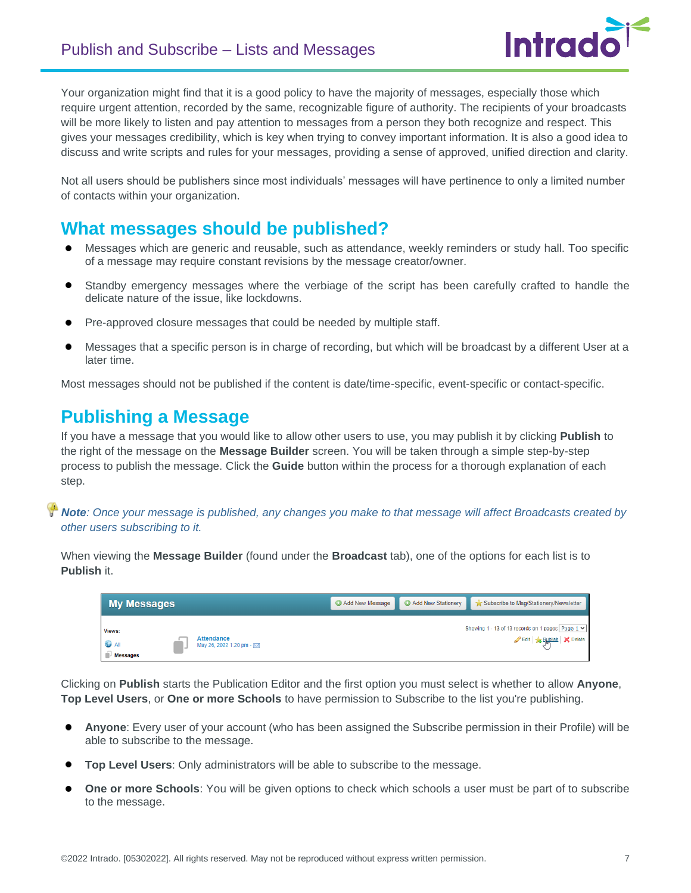Your organization might find that it is a good policy to have the majority of messages, especially those which require urgent attention, recorded by the same, recognizable figure of authority. The recipients of your broadcasts will be more likely to listen and pay attention to messages from a person they both recognize and respect. This gives your messages credibility, which is key when trying to convey important information. It is also a good idea to discuss and write scripts and rules for your messages, providing a sense of approved, unified direction and clarity.

Not all users should be publishers since most individuals' messages will have pertinence to only a limited number of contacts within your organization.

## What messages should be published?

- Messages which are generic and reusable, such as attendance, weekly reminders or study hall. Too specific of a message may require constant revisions by the message creator/owner.
- Standby emergency messages where the verbiage of the script has been carefully crafted to handle the delicate nature of the issue, like lockdowns.
- Pre-approved closure messages that could be needed by multiple staff.
- Messages that a specific person is in charge of recording, but which will be broadcast by a different User at a later time.

Most messages should not be published if the content is date/time-specific, event-specific or contact-specific.

## Publishing a Message

If you have a message that you would like to allow other users to use, you may publish it by clicking **Publish** to the right of the message on the **Message Builder** screen. You will be taken through a simple step-by-step process to publish the message. Click the **Guide** button within the process for a thorough explanation of each step.

***Note**: Once your message is published, any changes you make to that message will affect Broadcasts created by other users subscribing to it.*

When viewing the **Message Builder** (found under the **Broadcast** tab), one of the options for each list is to **Publish** it.

Clicking on **Publish** starts the Publication Editor and the first option you must select is whether to allow **Anyone**, **Top Level Users**, or **One or more Schools** to have permission to Subscribe to the list you're publishing.

- **Anyone**: Every user of your account (who has been assigned the Subscribe permission in their Profile) will be able to subscribe to the message.
- **Top Level Users**: Only administrators will be able to subscribe to the message.
- **One or more Schools**: You will be given options to check which schools a user must be part of to subscribe to the message.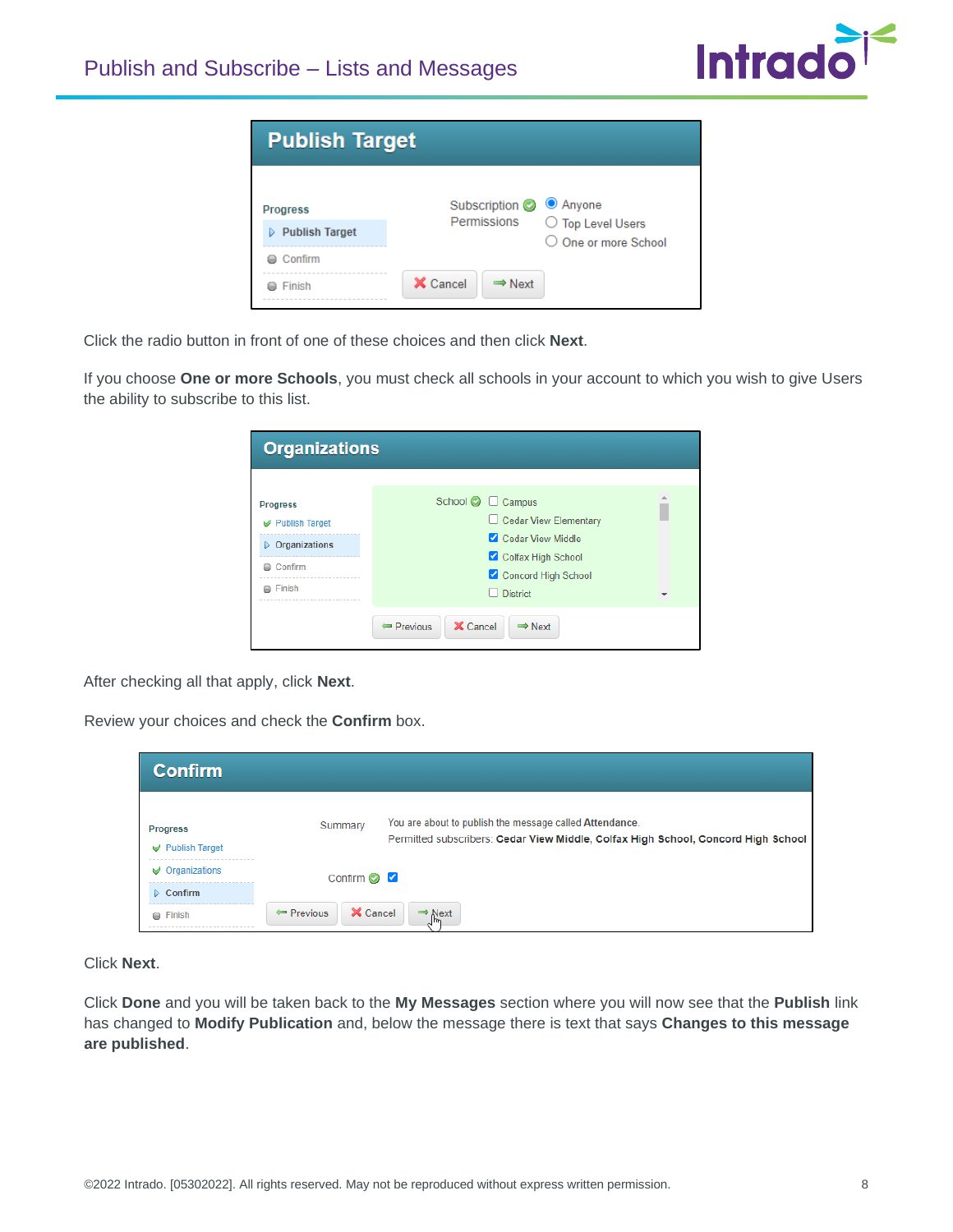Click the radio button in front of one of these choices and then click **Next**.

If you choose **One or more Schools**, you must check all schools in your account to which you wish to give Users the ability to subscribe to this list.

After checking all that apply, click **Next**.

Review your choices and check the **Confirm** box.

Click **Next**.

Click **Done** and you will be taken back to the **My Messages** section where you will now see that the **Publish** link has changed to **Modify Publication** and, below the message there is text that says **Changes to this message are published**.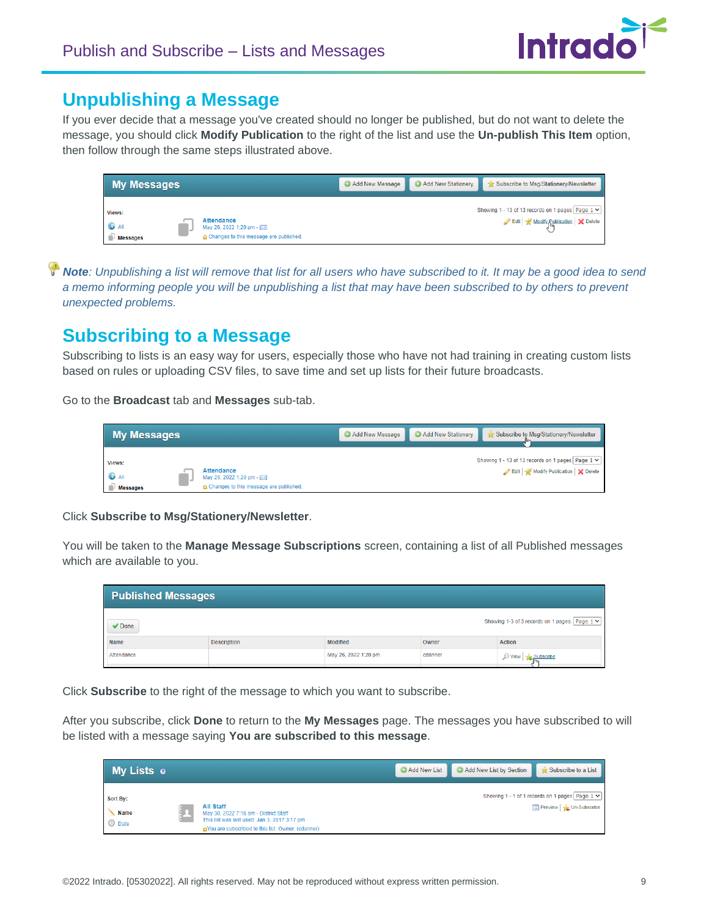## Unpublishing a Message

If you ever decide that a message you've created should no longer be published, but do not want to delete the message, you should click **Modify Publication** to the right of the list and use the **Un-publish This Item** option, then follow through the same steps illustrated above.

***Note**: Unpublishing a list will remove that list for all users who have subscribed to it. It may be a good idea to send a memo informing people you will be unpublishing a list that may have been subscribed to by others to prevent unexpected problems.*

## Subscribing to a Message

Subscribing to lists is an easy way for users, especially those who have not had training in creating custom lists based on rules or uploading CSV files, to save time and set up lists for their future broadcasts.

Go to the **Broadcast** tab and **Messages** sub-tab.

Click **Subscribe to Msg/Stationery/Newsletter**.

You will be taken to the **Manage Message Subscriptions** screen, containing a list of all Published messages which are available to you.

Click **Subscribe** to the right of the message to which you want to subscribe.

After you subscribe, click **Done** to return to the **My Messages** page. The messages you have subscribed to will be listed with a message saying **You are subscribed to this message**.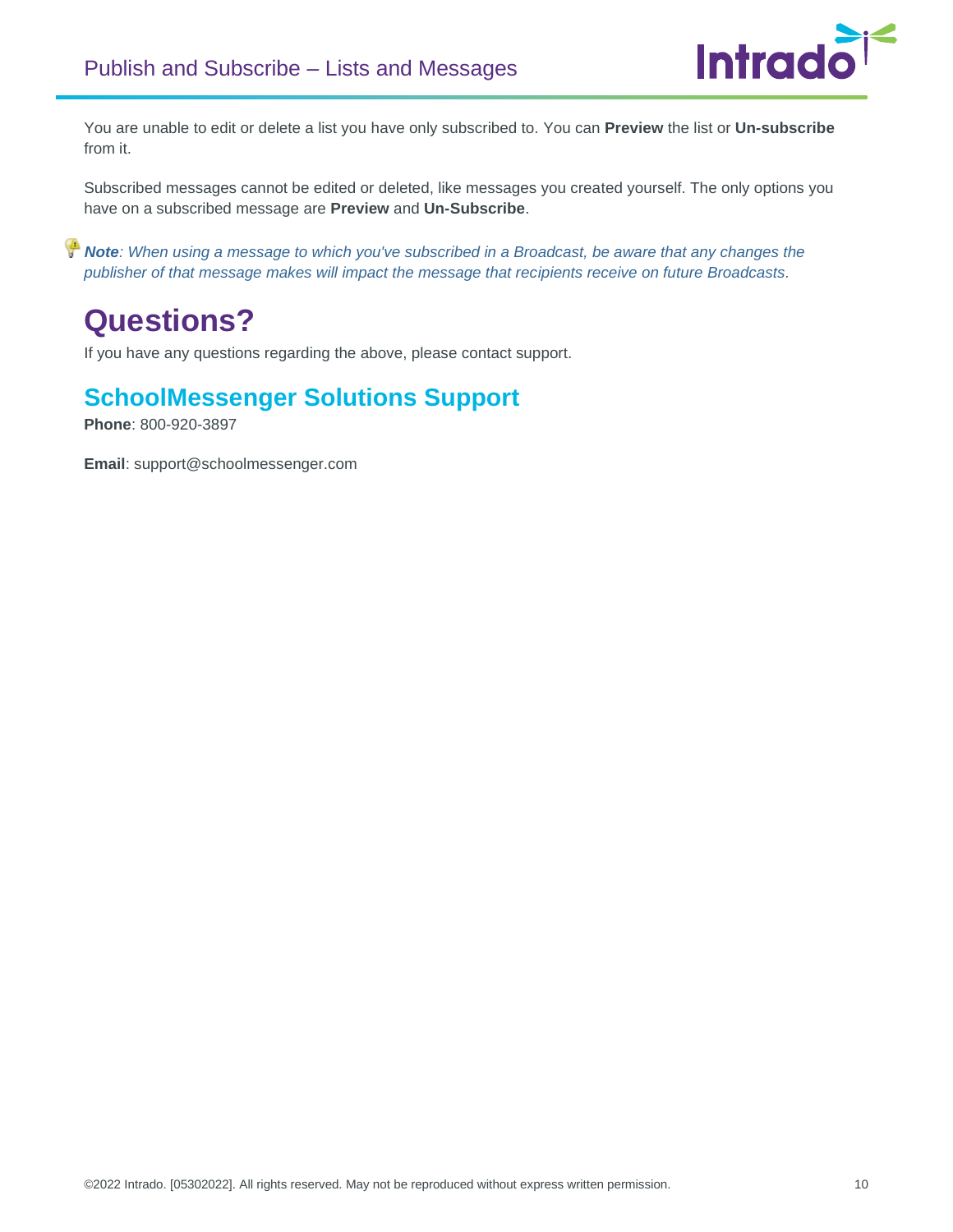You are unable to edit or delete a list you have only subscribed to. You can **Preview** the list or **Un-subscribe** from it.

Subscribed messages cannot be edited or deleted, like messages you created yourself. The only options you have on a subscribed message are **Preview** and **Un-Subscribe**.

***Note**: When using a message to which you've subscribed in a Broadcast, be aware that any changes the publisher of that message makes will impact the message that recipients receive on future Broadcasts.*

# Questions?

If you have any questions regarding the above, please contact support.

## SchoolMessenger Solutions Support

**Phone**: 800-920-3897

**Email**: support@schoolmessenger.com